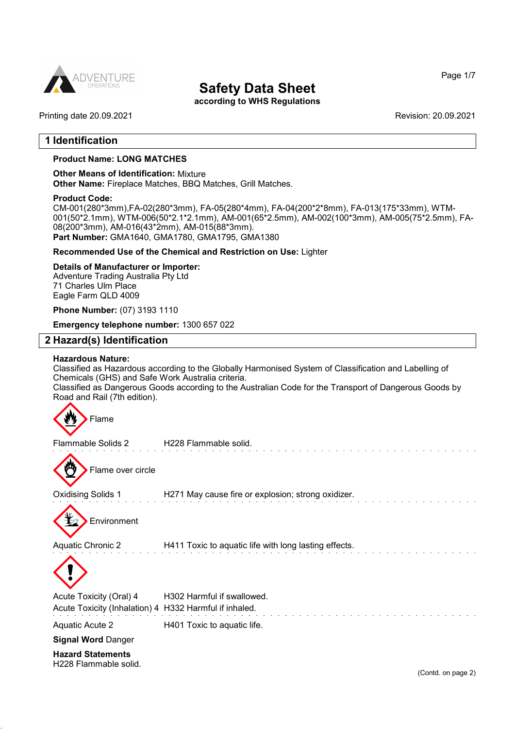# Safety Data Sheet

**according to WHS Regulations**

Printing date 20.09.2021

Revision: 20.09.2021

## 1 Identification

**Product Name: LONG MATCHES**

**Other Means of Identification:** Mixture
**Other Name:** Fireplace Matches, BBQ Matches, Grill Matches.

**Product Code:**
CM-001(280*3mm),FA-02(280*3mm), FA-05(280*4mm), FA-04(200*2*8mm), FA-013(175*33mm), WTM-001(50*2.1mm), WTM-006(50*2.1*2.1mm), AM-001(65*2.5mm), AM-002(100*3mm), AM-005(75*2.5mm), FA-08(200*3mm), AM-016(43*2mm), AM-015(88*3mm).
**Part Number:** GMA1640, GMA1780, GMA1795, GMA1380

**Recommended Use of the Chemical and Restriction on Use:** Lighter

**Details of Manufacturer or Importer:**
Adventure Trading Australia Pty Ltd
71 Charles Ulm Place
Eagle Farm QLD 4009

**Phone Number:** (07) 3193 1110

**Emergency telephone number:** 1300 657 022

## 2 Hazard(s) Identification

**Hazardous Nature:**
Classified as Hazardous according to the Globally Harmonised System of Classification and Labelling of Chemicals (GHS) and Safe Work Australia criteria.
Classified as Dangerous Goods according to the Australian Code for the Transport of Dangerous Goods by Road and Rail (7th edition).

Flame

Flammable Solids 2 — H228 Flammable solid.

Flame over circle

Oxidising Solids 1 — H271 May cause fire or explosion; strong oxidizer.

Environment

Aquatic Chronic 2 — H411 Toxic to aquatic life with long lasting effects.

Acute Toxicity (Oral) 4 — H302 Harmful if swallowed.
Acute Toxicity (Inhalation) 4 — H332 Harmful if inhaled.

Aquatic Acute 2 — H401 Toxic to aquatic life.

**Signal Word** Danger

**Hazard Statements**
H228 Flammable solid.

(Contd. on page 2)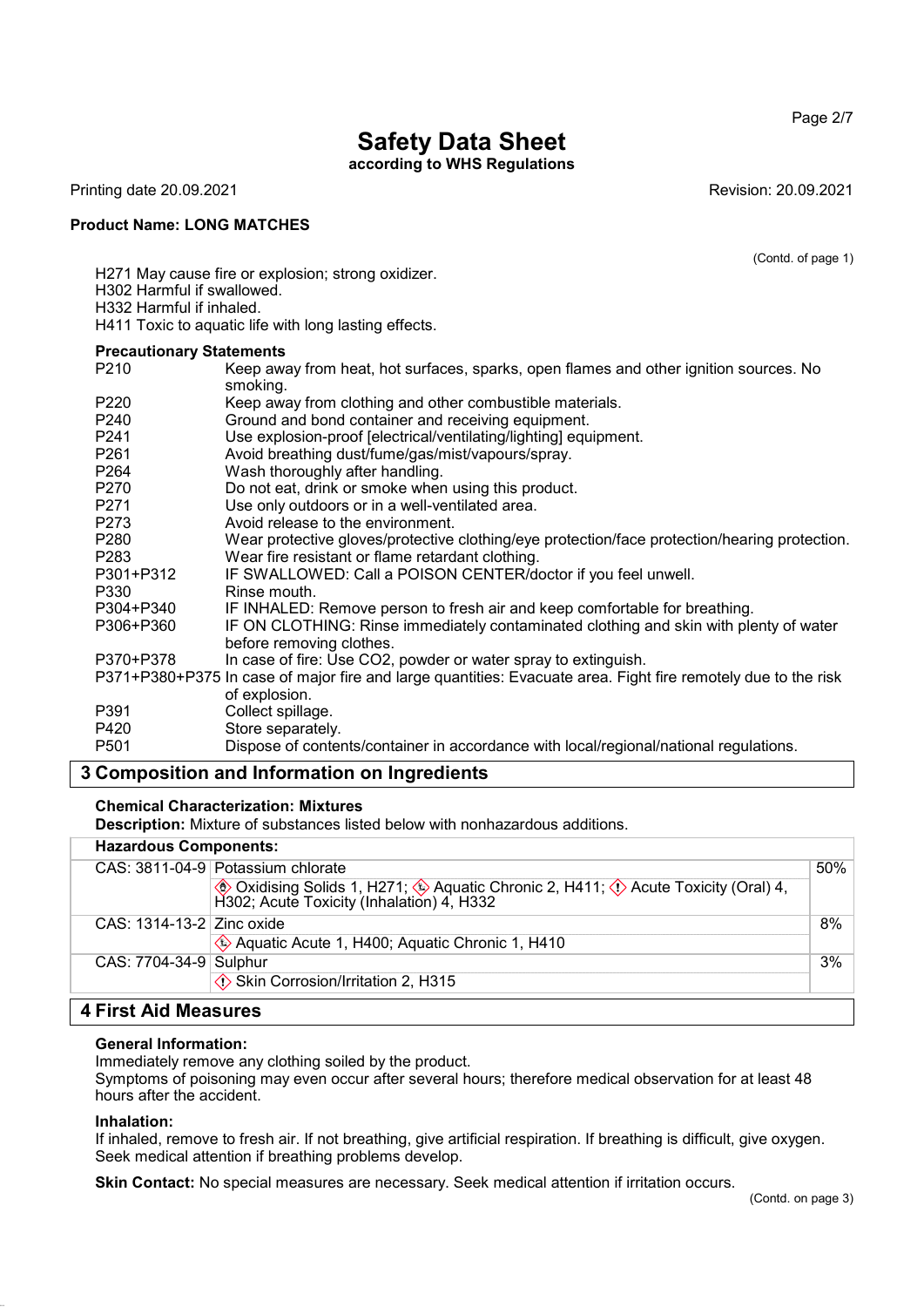# Safety Data Sheet

**according to WHS Regulations**

Printing date 20.09.2021 Revision: 20.09.2021

**Product Name: LONG MATCHES**

(Contd. of page 1)

H271 May cause fire or explosion; strong oxidizer.
H302 Harmful if swallowed.
H332 Harmful if inhaled.
H411 Toxic to aquatic life with long lasting effects.

**Precautionary Statements**

| | |
|---|---|
| P210 | Keep away from heat, hot surfaces, sparks, open flames and other ignition sources. No smoking. |
| P220 | Keep away from clothing and other combustible materials. |
| P240 | Ground and bond container and receiving equipment. |
| P241 | Use explosion-proof [electrical/ventilating/lighting] equipment. |
| P261 | Avoid breathing dust/fume/gas/mist/vapours/spray. |
| P264 | Wash thoroughly after handling. |
| P270 | Do not eat, drink or smoke when using this product. |
| P271 | Use only outdoors or in a well-ventilated area. |
| P273 | Avoid release to the environment. |
| P280 | Wear protective gloves/protective clothing/eye protection/face protection/hearing protection. |
| P283 | Wear fire resistant or flame retardant clothing. |
| P301+P312 | IF SWALLOWED: Call a POISON CENTER/doctor if you feel unwell. |
| P330 | Rinse mouth. |
| P304+P340 | IF INHALED: Remove person to fresh air and keep comfortable for breathing. |
| P306+P360 | IF ON CLOTHING: Rinse immediately contaminated clothing and skin with plenty of water before removing clothes. |
| P370+P378 | In case of fire: Use CO2, powder or water spray to extinguish. |
| P371+P380+P375 | In case of major fire and large quantities: Evacuate area. Fight fire remotely due to the risk of explosion. |
| P391 | Collect spillage. |
| P420 | Store separately. |
| P501 | Dispose of contents/container in accordance with local/regional/national regulations. |

## 3 Composition and Information on Ingredients

**Chemical Characterization: Mixtures**

**Description:** Mixture of substances listed below with nonhazardous additions.

| Hazardous Components: | | |
|---|---|---|
| CAS: 3811-04-9 | Potassium chlorate | 50% |
| | Oxidising Solids 1, H271; Aquatic Chronic 2, H411; Acute Toxicity (Oral) 4, H302; Acute Toxicity (Inhalation) 4, H332 | |
| CAS: 1314-13-2 | Zinc oxide | 8% |
| | Aquatic Acute 1, H400; Aquatic Chronic 1, H410 | |
| CAS: 7704-34-9 | Sulphur | 3% |
| | Skin Corrosion/Irritation 2, H315 | |

## 4 First Aid Measures

**General Information:**

Immediately remove any clothing soiled by the product.
Symptoms of poisoning may even occur after several hours; therefore medical observation for at least 48 hours after the accident.

**Inhalation:**

If inhaled, remove to fresh air. If not breathing, give artificial respiration. If breathing is difficult, give oxygen. Seek medical attention if breathing problems develop.

**Skin Contact:** No special measures are necessary. Seek medical attention if irritation occurs.

(Contd. on page 3)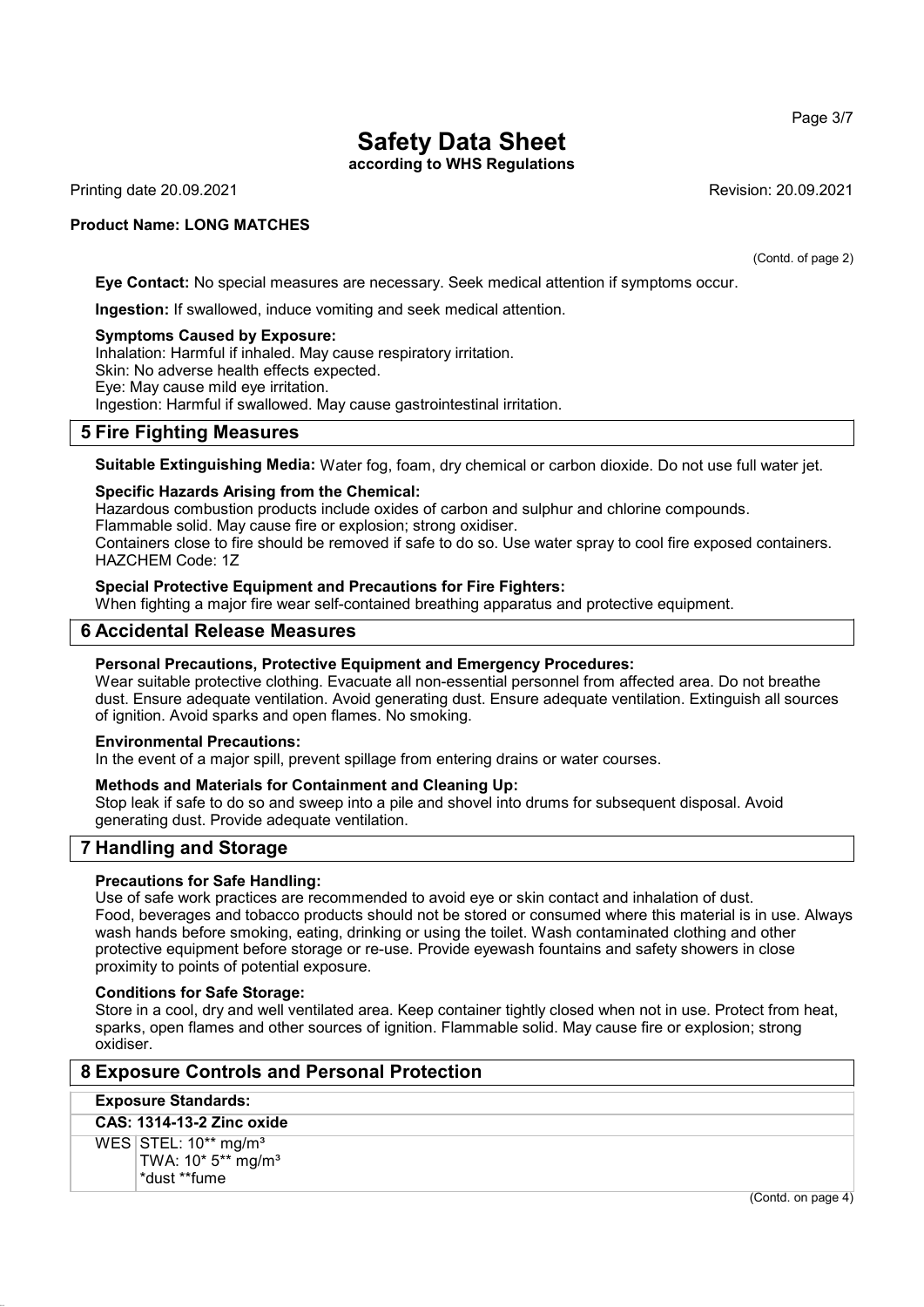# Safety Data Sheet

**according to WHS Regulations**

Printing date 20.09.2021 Revision: 20.09.2021

**Product Name: LONG MATCHES**

(Contd. of page 2)

**Eye Contact:** No special measures are necessary. Seek medical attention if symptoms occur.

**Ingestion:** If swallowed, induce vomiting and seek medical attention.

**Symptoms Caused by Exposure:**
Inhalation: Harmful if inhaled. May cause respiratory irritation.
Skin: No adverse health effects expected.
Eye: May cause mild eye irritation.
Ingestion: Harmful if swallowed. May cause gastrointestinal irritation.

## 5 Fire Fighting Measures

**Suitable Extinguishing Media:** Water fog, foam, dry chemical or carbon dioxide. Do not use full water jet.

**Specific Hazards Arising from the Chemical:**
Hazardous combustion products include oxides of carbon and sulphur and chlorine compounds.
Flammable solid. May cause fire or explosion; strong oxidiser.
Containers close to fire should be removed if safe to do so. Use water spray to cool fire exposed containers.
HAZCHEM Code: 1Z

**Special Protective Equipment and Precautions for Fire Fighters:**
When fighting a major fire wear self-contained breathing apparatus and protective equipment.

## 6 Accidental Release Measures

**Personal Precautions, Protective Equipment and Emergency Procedures:**
Wear suitable protective clothing. Evacuate all non-essential personnel from affected area. Do not breathe dust. Ensure adequate ventilation. Avoid generating dust. Ensure adequate ventilation. Extinguish all sources of ignition. Avoid sparks and open flames. No smoking.

**Environmental Precautions:**
In the event of a major spill, prevent spillage from entering drains or water courses.

**Methods and Materials for Containment and Cleaning Up:**
Stop leak if safe to do so and sweep into a pile and shovel into drums for subsequent disposal. Avoid generating dust. Provide adequate ventilation.

## 7 Handling and Storage

**Precautions for Safe Handling:**
Use of safe work practices are recommended to avoid eye or skin contact and inhalation of dust.
Food, beverages and tobacco products should not be stored or consumed where this material is in use. Always wash hands before smoking, eating, drinking or using the toilet. Wash contaminated clothing and other protective equipment before storage or re-use. Provide eyewash fountains and safety showers in close proximity to points of potential exposure.

**Conditions for Safe Storage:**
Store in a cool, dry and well ventilated area. Keep container tightly closed when not in use. Protect from heat, sparks, open flames and other sources of ignition. Flammable solid. May cause fire or explosion; strong oxidiser.

## 8 Exposure Controls and Personal Protection

**Exposure Standards:**

| **CAS: 1314-13-2 Zinc oxide** | |
|---|---|
| WES | STEL: 10** mg/m³<br>TWA: 10* 5** mg/m³<br>*dust **fume |

(Contd. on page 4)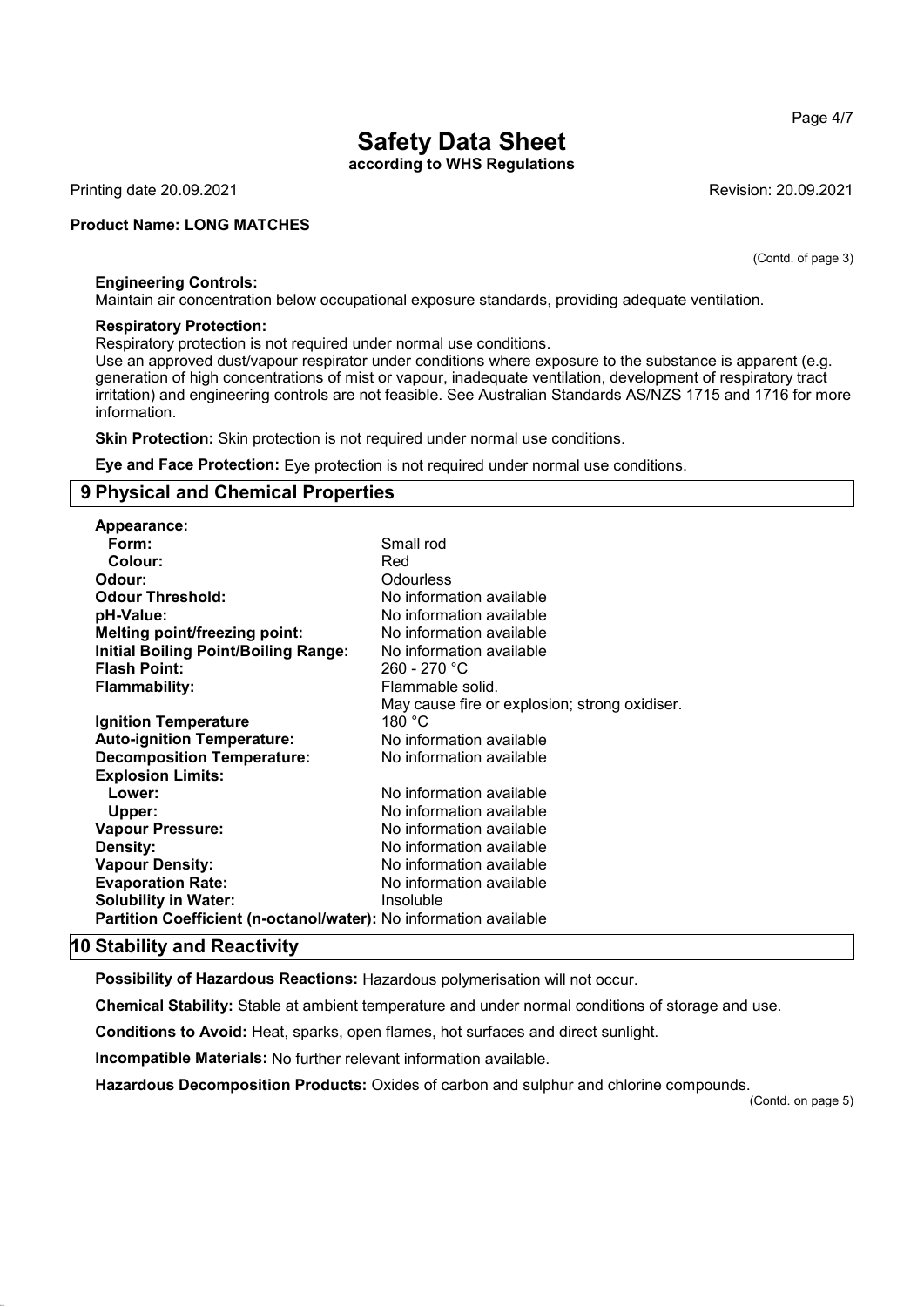**Product Name: LONG MATCHES**

(Contd. of page 3)

**Engineering Controls:**
Maintain air concentration below occupational exposure standards, providing adequate ventilation.

**Respiratory Protection:**
Respiratory protection is not required under normal use conditions.
Use an approved dust/vapour respirator under conditions where exposure to the substance is apparent (e.g. generation of high concentrations of mist or vapour, inadequate ventilation, development of respiratory tract irritation) and engineering controls are not feasible. See Australian Standards AS/NZS 1715 and 1716 for more information.

**Skin Protection:** Skin protection is not required under normal use conditions.

**Eye and Face Protection:** Eye protection is not required under normal use conditions.

## 9 Physical and Chemical Properties

| | |
|---|---|
| **Appearance:** | |
| **Form:** | Small rod |
| **Colour:** | Red |
| **Odour:** | Odourless |
| **Odour Threshold:** | No information available |
| **pH-Value:** | No information available |
| **Melting point/freezing point:** | No information available |
| **Initial Boiling Point/Boiling Range:** | No information available |
| **Flash Point:** | 260 - 270 °C |
| **Flammability:** | Flammable solid. May cause fire or explosion; strong oxidiser. |
| **Ignition Temperature** | 180 °C |
| **Auto-ignition Temperature:** | No information available |
| **Decomposition Temperature:** | No information available |
| **Explosion Limits:** | |
| **Lower:** | No information available |
| **Upper:** | No information available |
| **Vapour Pressure:** | No information available |
| **Density:** | No information available |
| **Vapour Density:** | No information available |
| **Evaporation Rate:** | No information available |
| **Solubility in Water:** | Insoluble |
| **Partition Coefficient (n-octanol/water):** | No information available |

## 10 Stability and Reactivity

**Possibility of Hazardous Reactions:** Hazardous polymerisation will not occur.

**Chemical Stability:** Stable at ambient temperature and under normal conditions of storage and use.

**Conditions to Avoid:** Heat, sparks, open flames, hot surfaces and direct sunlight.

**Incompatible Materials:** No further relevant information available.

**Hazardous Decomposition Products:** Oxides of carbon and sulphur and chlorine compounds.

(Contd. on page 5)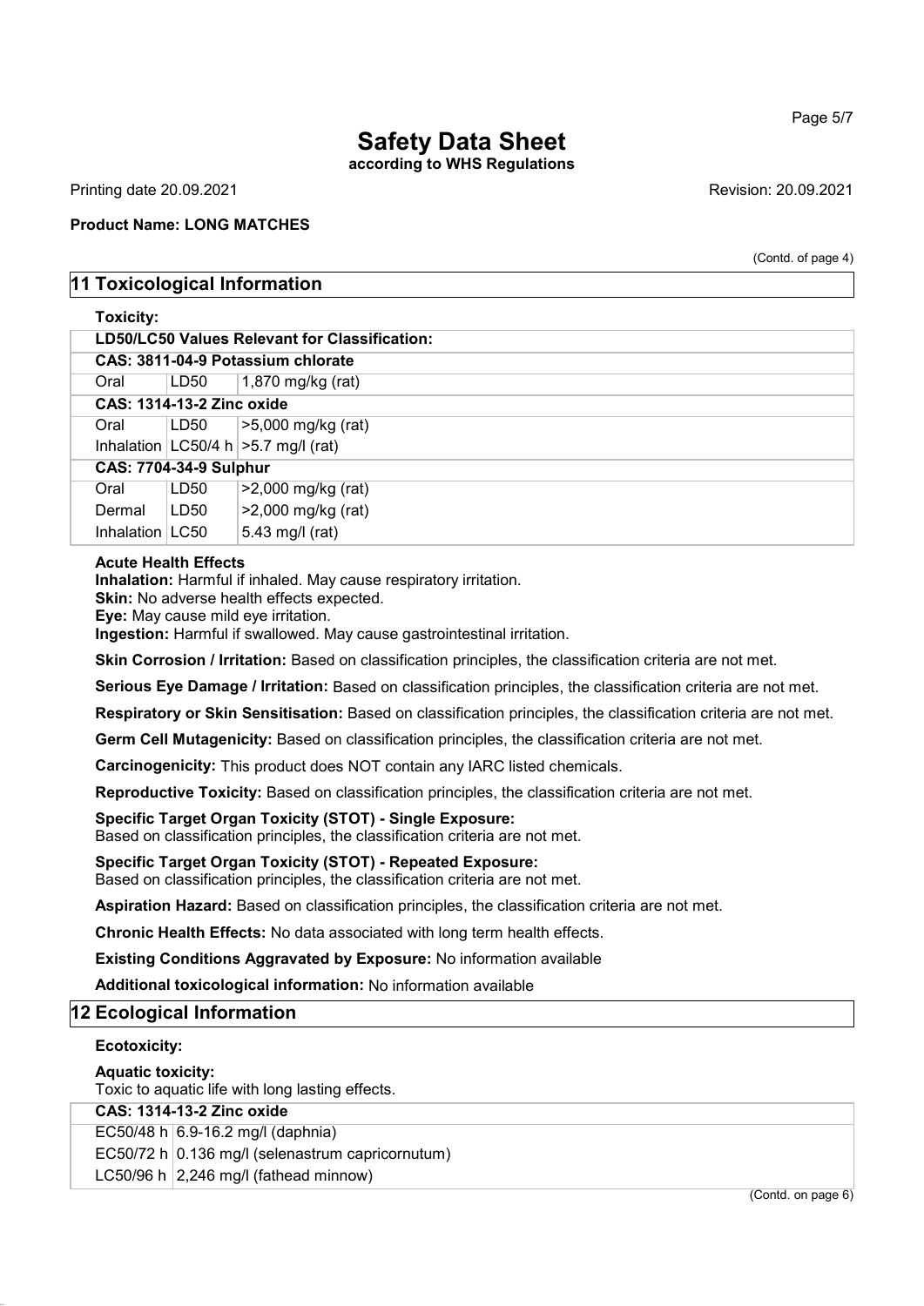# Safety Data Sheet

**according to WHS Regulations**

Printing date 20.09.2021 Revision: 20.09.2021

**Product Name: LONG MATCHES**

(Contd. of page 4)

## 11 Toxicological Information

**Toxicity:**

| **LD50/LC50 Values Relevant for Classification:** | | |
|---|---|---|
| **CAS: 3811-04-9 Potassium chlorate** | | |
| Oral | LD50 | 1,870 mg/kg (rat) |
| **CAS: 1314-13-2 Zinc oxide** | | |
| Oral | LD50 | >5,000 mg/kg (rat) |
| Inhalation | LC50/4 h | >5.7 mg/l (rat) |
| **CAS: 7704-34-9 Sulphur** | | |
| Oral | LD50 | >2,000 mg/kg (rat) |
| Dermal | LD50 | >2,000 mg/kg (rat) |
| Inhalation | LC50 | 5.43 mg/l (rat) |

**Acute Health Effects**
**Inhalation:** Harmful if inhaled. May cause respiratory irritation.
**Skin:** No adverse health effects expected.
**Eye:** May cause mild eye irritation.
**Ingestion:** Harmful if swallowed. May cause gastrointestinal irritation.

**Skin Corrosion / Irritation:** Based on classification principles, the classification criteria are not met.

**Serious Eye Damage / Irritation:** Based on classification principles, the classification criteria are not met.

**Respiratory or Skin Sensitisation:** Based on classification principles, the classification criteria are not met.

**Germ Cell Mutagenicity:** Based on classification principles, the classification criteria are not met.

**Carcinogenicity:** This product does NOT contain any IARC listed chemicals.

**Reproductive Toxicity:** Based on classification principles, the classification criteria are not met.

**Specific Target Organ Toxicity (STOT) - Single Exposure:**
Based on classification principles, the classification criteria are not met.

**Specific Target Organ Toxicity (STOT) - Repeated Exposure:**
Based on classification principles, the classification criteria are not met.

**Aspiration Hazard:** Based on classification principles, the classification criteria are not met.

**Chronic Health Effects:** No data associated with long term health effects.

**Existing Conditions Aggravated by Exposure:** No information available

**Additional toxicological information:** No information available

## 12 Ecological Information

**Ecotoxicity:**

**Aquatic toxicity:**
Toxic to aquatic life with long lasting effects.

| **CAS: 1314-13-2 Zinc oxide** | |
|---|---|
| EC50/48 h | 6.9-16.2 mg/l (daphnia) |
| EC50/72 h | 0.136 mg/l (selenastrum capricornutum) |
| LC50/96 h | 2,246 mg/l (fathead minnow) |

(Contd. on page 6)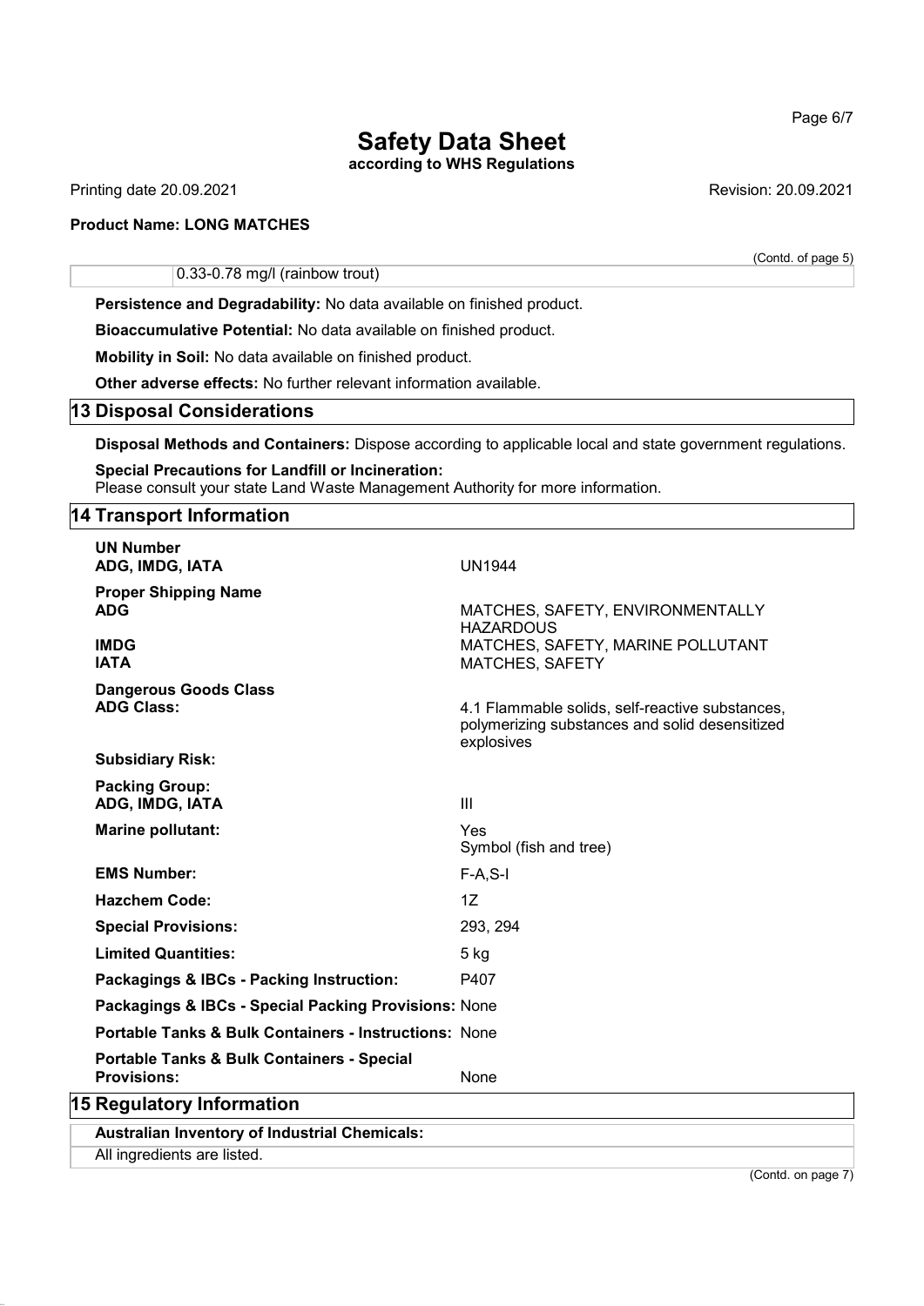(Contd. of page 5)

| | 0.33-0.78 mg/l (rainbow trout) |
|---|---|

**Persistence and Degradability:** No data available on finished product.

**Bioaccumulative Potential:** No data available on finished product.

**Mobility in Soil:** No data available on finished product.

**Other adverse effects:** No further relevant information available.

## 13 Disposal Considerations

**Disposal Methods and Containers:** Dispose according to applicable local and state government regulations.

**Special Precautions for Landfill or Incineration:**
Please consult your state Land Waste Management Authority for more information.

## 14 Transport Information

| | |
|---|---|
| **UN Number** | |
| **ADG, IMDG, IATA** | UN1944 |
| **Proper Shipping Name** | |
| **ADG** | MATCHES, SAFETY, ENVIRONMENTALLY HAZARDOUS |
| **IMDG** | MATCHES, SAFETY, MARINE POLLUTANT |
| **IATA** | MATCHES, SAFETY |
| **Dangerous Goods Class** | |
| **ADG Class:** | 4.1 Flammable solids, self-reactive substances, polymerizing substances and solid desensitized explosives |
| **Subsidiary Risk:** | |
| **Packing Group:** | |
| **ADG, IMDG, IATA** | III |
| **Marine pollutant:** | Yes<br>Symbol (fish and tree) |
| **EMS Number:** | F-A,S-I |
| **Hazchem Code:** | 1Z |
| **Special Provisions:** | 293, 294 |
| **Limited Quantities:** | 5 kg |
| **Packagings & IBCs - Packing Instruction:** | P407 |
| **Packagings & IBCs - Special Packing Provisions:** | None |
| **Portable Tanks & Bulk Containers - Instructions:** | None |
| **Portable Tanks & Bulk Containers - Special Provisions:** | None |

## 15 Regulatory Information

**Australian Inventory of Industrial Chemicals:**

All ingredients are listed.

(Contd. on page 7)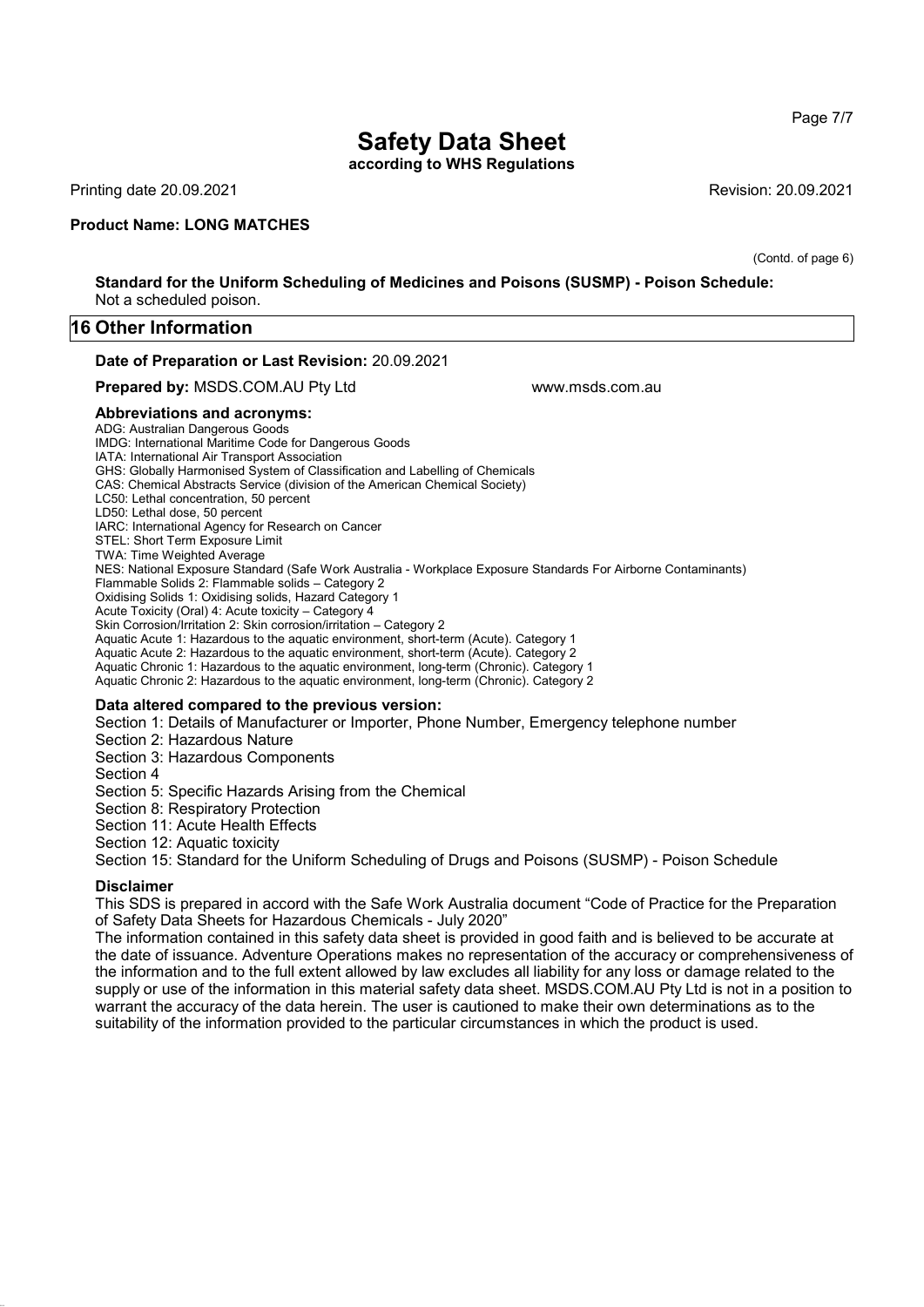(Contd. of page 6)

**Standard for the Uniform Scheduling of Medicines and Poisons (SUSMP) - Poison Schedule:**
Not a scheduled poison.

## 16 Other Information

**Date of Preparation or Last Revision:** 20.09.2021

**Prepared by:** MSDS.COM.AU Pty Ltd www.msds.com.au

**Abbreviations and acronyms:**
ADG: Australian Dangerous Goods
IMDG: International Maritime Code for Dangerous Goods
IATA: International Air Transport Association
GHS: Globally Harmonised System of Classification and Labelling of Chemicals
CAS: Chemical Abstracts Service (division of the American Chemical Society)
LC50: Lethal concentration, 50 percent
LD50: Lethal dose, 50 percent
IARC: International Agency for Research on Cancer
STEL: Short Term Exposure Limit
TWA: Time Weighted Average
NES: National Exposure Standard (Safe Work Australia - Workplace Exposure Standards For Airborne Contaminants)
Flammable Solids 2: Flammable solids – Category 2
Oxidising Solids 1: Oxidising solids, Hazard Category 1
Acute Toxicity (Oral) 4: Acute toxicity – Category 4
Skin Corrosion/Irritation 2: Skin corrosion/irritation – Category 2
Aquatic Acute 1: Hazardous to the aquatic environment, short-term (Acute). Category 1
Aquatic Acute 2: Hazardous to the aquatic environment, short-term (Acute). Category 2
Aquatic Chronic 1: Hazardous to the aquatic environment, long-term (Chronic). Category 1
Aquatic Chronic 2: Hazardous to the aquatic environment, long-term (Chronic). Category 2

**Data altered compared to the previous version:**
Section 1: Details of Manufacturer or Importer, Phone Number, Emergency telephone number
Section 2: Hazardous Nature
Section 3: Hazardous Components
Section 4
Section 5: Specific Hazards Arising from the Chemical
Section 8: Respiratory Protection
Section 11: Acute Health Effects
Section 12: Aquatic toxicity
Section 15: Standard for the Uniform Scheduling of Drugs and Poisons (SUSMP) - Poison Schedule

**Disclaimer**
This SDS is prepared in accord with the Safe Work Australia document "Code of Practice for the Preparation of Safety Data Sheets for Hazardous Chemicals - July 2020"
The information contained in this safety data sheet is provided in good faith and is believed to be accurate at the date of issuance. Adventure Operations makes no representation of the accuracy or comprehensiveness of the information and to the full extent allowed by law excludes all liability for any loss or damage related to the supply or use of the information in this material safety data sheet. MSDS.COM.AU Pty Ltd is not in a position to warrant the accuracy of the data herein. The user is cautioned to make their own determinations as to the suitability of the information provided to the particular circumstances in which the product is used.